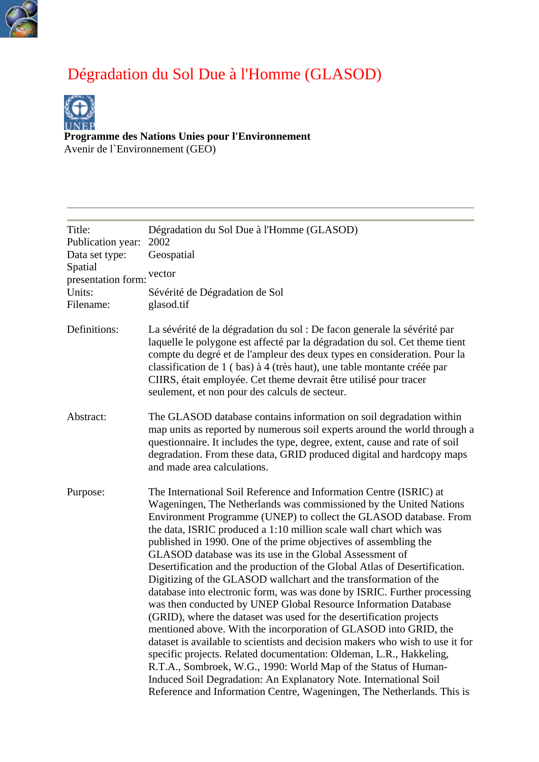# Dégradation du Sol Due à l'Homme (GLASOD)

**Programme des Nations Unies pour l'Environnement**
Avenir de l`Environnement (GEO)

---

| | |
|---|---|
| Title: | Dégradation du Sol Due à l'Homme (GLASOD) |
| Publication year: | 2002 |
| Data set type: | Geospatial |
| Spatial presentation form: | vector |
| Units: | Sévérité de Dégradation de Sol |
| Filename: | glasod.tif |

**Definitions:** La sévérité de la dégradation du sol : De facon generale la sévérité par laquelle le polygone est affecté par la dégradation du sol. Cet theme tient compte du degré et de l'ampleur des deux types en consideration. Pour la classification de 1 ( bas) à 4 (très haut), une table montante créée par CIIRS, était employée. Cet theme devrait être utilisé pour tracer seulement, et non pour des calculs de secteur.

**Abstract:** The GLASOD database contains information on soil degradation within map units as reported by numerous soil experts around the world through a questionnaire. It includes the type, degree, extent, cause and rate of soil degradation. From these data, GRID produced digital and hardcopy maps and made area calculations.

**Purpose:** The International Soil Reference and Information Centre (ISRIC) at Wageningen, The Netherlands was commissioned by the United Nations Environment Programme (UNEP) to collect the GLASOD database. From the data, ISRIC produced a 1:10 million scale wall chart which was published in 1990. One of the prime objectives of assembling the GLASOD database was its use in the Global Assessment of Desertification and the production of the Global Atlas of Desertification. Digitizing of the GLASOD wallchart and the transformation of the database into electronic form, was was done by ISRIC. Further processing was then conducted by UNEP Global Resource Information Database (GRID), where the dataset was used for the desertification projects mentioned above. With the incorporation of GLASOD into GRID, the dataset is available to scientists and decision makers who wish to use it for specific projects. Related documentation: Oldeman, L.R., Hakkeling, R.T.A., Sombroek, W.G., 1990: World Map of the Status of Human-Induced Soil Degradation: An Explanatory Note. International Soil Reference and Information Centre, Wageningen, The Netherlands. This is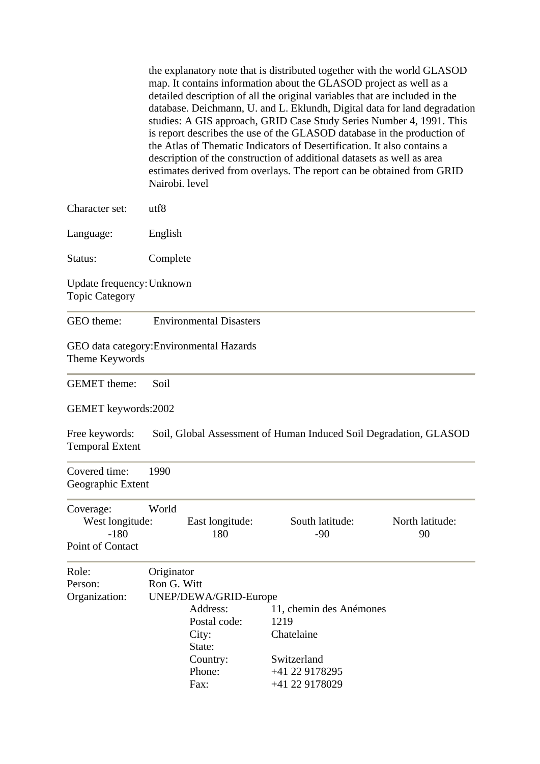the explanatory note that is distributed together with the world GLASOD map. It contains information about the GLASOD project as well as a detailed description of all the original variables that are included in the database. Deichmann, U. and L. Eklundh, Digital data for land degradation studies: A GIS approach, GRID Case Study Series Number 4, 1991. This is report describes the use of the GLASOD database in the production of the Atlas of Thematic Indicators of Desertification. It also contains a description of the construction of additional datasets as well as area estimates derived from overlays. The report can be obtained from GRID Nairobi. level

Character set: utf8

Language: English

Status: Complete

Update frequency: Unknown

## Topic Category

---

GEO theme: Environmental Disasters

GEO data category: Environmental Hazards

## Theme Keywords

---

GEMET theme: Soil

GEMET keywords: 2002

Free keywords: Soil, Global Assessment of Human Induced Soil Degradation, GLASOD

## Temporal Extent

---

Covered time: 1990

## Geographic Extent

---

Coverage: World

| West longitude: | East longitude: | South latitude: | North latitude: |
|---|---|---|---|
| -180 | 180 | -90 | 90 |

## Point of Contact

---

Role: Originator
Person: Ron G. Witt
Organization: UNEP/DEWA/GRID-Europe

| | |
|---|---|
| Address: | 11, chemin des Anémones |
| Postal code: | 1219 |
| City: | Chatelaine |
| State: | |
| Country: | Switzerland |
| Phone: | +41 22 9178295 |
| Fax: | +41 22 9178029 |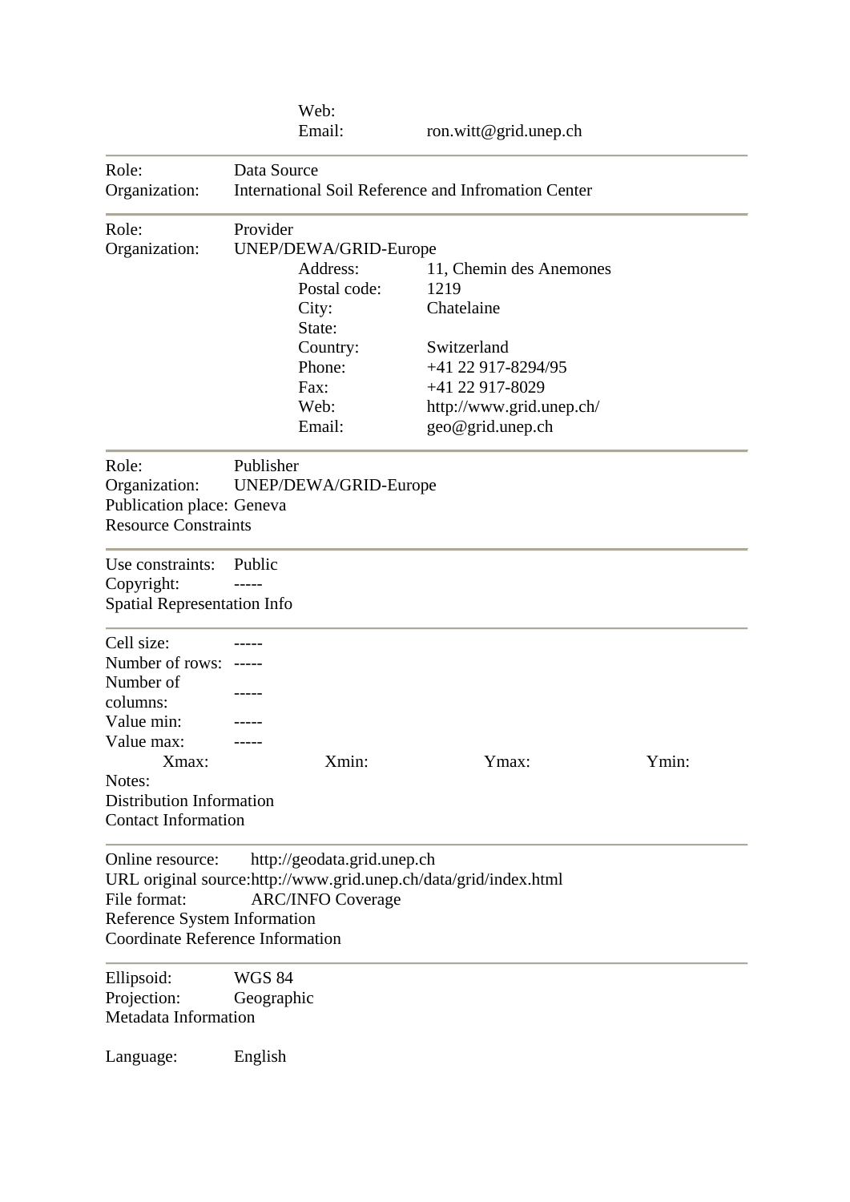Web:
Email: ron.witt@grid.unep.ch

---

Role: Data Source
Organization: International Soil Reference and Infromation Center

---

Role: Provider
Organization: UNEP/DEWA/GRID-Europe

Address: 11, Chemin des Anemones
Postal code: 1219
City: Chatelaine
State:
Country: Switzerland
Phone: +41 22 917-8294/95
Fax: +41 22 917-8029
Web: http://www.grid.unep.ch/
Email: geo@grid.unep.ch

---

Role: Publisher
Organization: UNEP/DEWA/GRID-Europe
Publication place: Geneva

Resource Constraints

---

Use constraints: Public
Copyright: -----

Spatial Representation Info

---

Cell size: -----
Number of rows: -----
Number of columns: -----
Value min: -----
Value max: -----

| Xmax: | Xmin: | Ymax: | Ymin: |
|---|---|---|---|

Notes:

Distribution Information

Contact Information

---

Online resource: http://geodata.grid.unep.ch
URL original source: http://www.grid.unep.ch/data/grid/index.html
File format: ARC/INFO Coverage

Reference System Information

Coordinate Reference Information

---

Ellipsoid: WGS 84
Projection: Geographic

Metadata Information

Language: English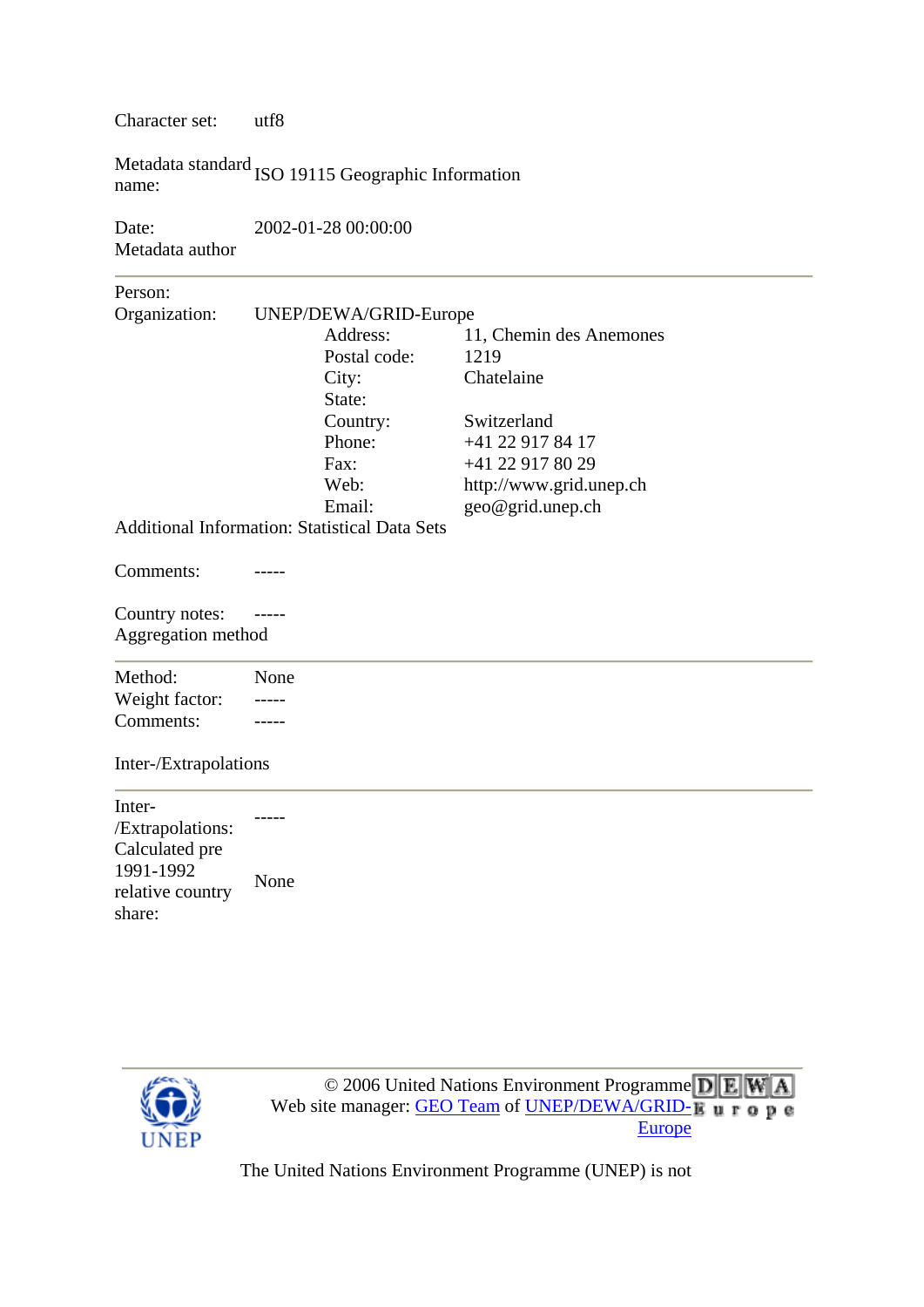| | |
|---|---|
| Character set: | utf8 |
| Metadata standard name: | ISO 19115 Geographic Information |
| Date: | 2002-01-28 00:00:00 |

Metadata author

---

| | | | |
|---|---|---|---|
| Person: | | | |
| Organization: | UNEP/DEWA/GRID-Europe | | |
| | | Address: | 11, Chemin des Anemones |
| | | Postal code: | 1219 |
| | | City: | Chatelaine |
| | | State: | |
| | | Country: | Switzerland |
| | | Phone: | +41 22 917 84 17 |
| | | Fax: | +41 22 917 80 29 |
| | | Web: | http://www.grid.unep.ch |
| | | Email: | geo@grid.unep.ch |

Additional Information: Statistical Data Sets

| | |
|---|---|
| Comments: | ----- |
| Country notes: | ----- |

Aggregation method

---

| | |
|---|---|
| Method: | None |
| Weight factor: | ----- |
| Comments: | ----- |

Inter-/Extrapolations

---

| | |
|---|---|
| Inter-/Extrapolations: | ----- |
| Calculated pre 1991-1992 relative country share: | None |

---

© 2006 United Nations Environment Programme
Web site manager: [GEO Team](#) of [UNEP/DEWA/GRID-Europe](#)

The United Nations Environment Programme (UNEP) is not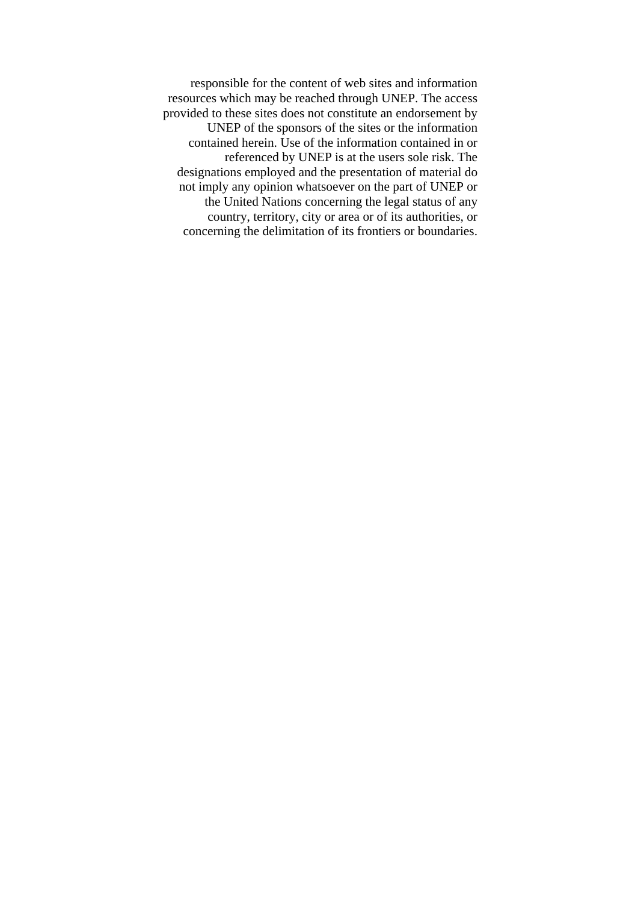responsible for the content of web sites and information resources which may be reached through UNEP. The access provided to these sites does not constitute an endorsement by UNEP of the sponsors of the sites or the information contained herein. Use of the information contained in or referenced by UNEP is at the users sole risk. The designations employed and the presentation of material do not imply any opinion whatsoever on the part of UNEP or the United Nations concerning the legal status of any country, territory, city or area or of its authorities, or concerning the delimitation of its frontiers or boundaries.